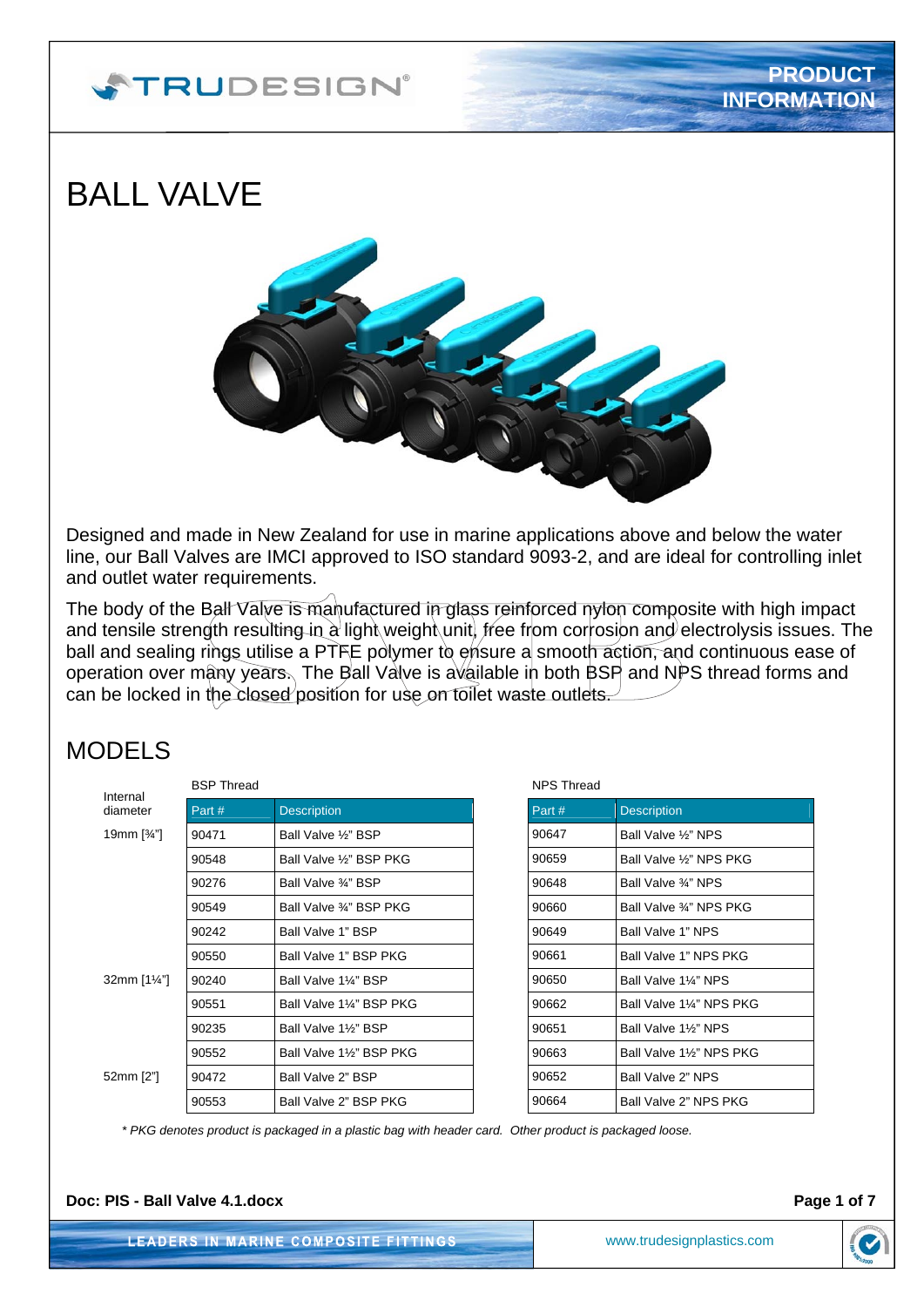# BALL VALVE

Designed and made in New Zealand for use in marine applications above and below the water line, our Ball Valves are IMCI approved to ISO standard 9093-2, and are ideal for controlling inlet and outlet water requirements.

The body of the Ball Valve is manufactured in glass reinforced nylon composite with high impact and tensile strength resulting in a light weight unit, free from corrosion and electrolysis issues. The ball and sealing rings utilise a PTFE polymer to ensure a smooth action, and continuous ease of operation over many years. The Ball Valve is available in both BSP and NPS thread forms and can be locked in the closed position for use on toilet waste outlets.

## MODELS

| Internal diameter | BSP Thread | | NPS Thread | |
|---|---|---|---|---|
| | Part # | Description | Part # | Description |
| 19mm [¾"] | 90471 | Ball Valve ½" BSP | 90647 | Ball Valve ½" NPS |
| | 90548 | Ball Valve ½" BSP PKG | 90659 | Ball Valve ½" NPS PKG |
| | 90276 | Ball Valve ¾" BSP | 90648 | Ball Valve ¾" NPS |
| | 90549 | Ball Valve ¾" BSP PKG | 90660 | Ball Valve ¾" NPS PKG |
| | 90242 | Ball Valve 1" BSP | 90649 | Ball Valve 1" NPS |
| | 90550 | Ball Valve 1" BSP PKG | 90661 | Ball Valve 1" NPS PKG |
| 32mm [1¼"] | 90240 | Ball Valve 1¼" BSP | 90650 | Ball Valve 1¼" NPS |
| | 90551 | Ball Valve 1¼" BSP PKG | 90662 | Ball Valve 1¼" NPS PKG |
| | 90235 | Ball Valve 1½" BSP | 90651 | Ball Valve 1½" NPS |
| | 90552 | Ball Valve 1½" BSP PKG | 90663 | Ball Valve 1½" NPS PKG |
| 52mm [2"] | 90472 | Ball Valve 2" BSP | 90652 | Ball Valve 2" NPS |
| | 90553 | Ball Valve 2" BSP PKG | 90664 | Ball Valve 2" NPS PKG |

*\* PKG denotes product is packaged in a plastic bag with header card. Other product is packaged loose.*

**Doc: PIS - Ball Valve 4.1.docx**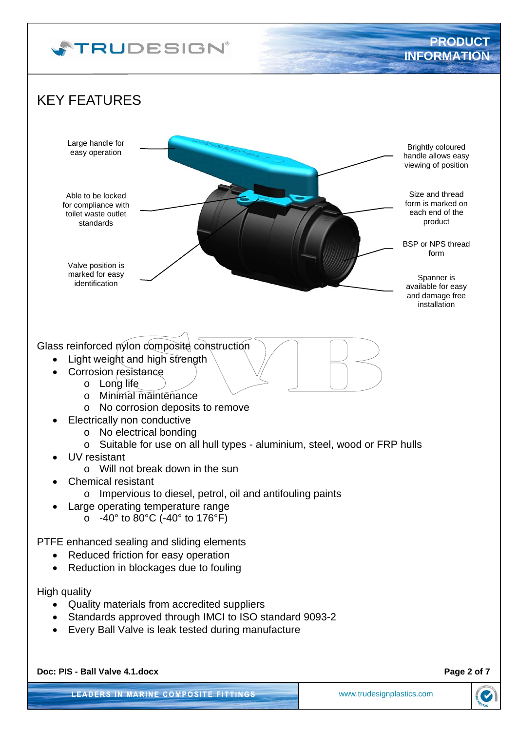# KEY FEATURES

Large handle for easy operation

Able to be locked for compliance with toilet waste outlet standards

Valve position is marked for easy identification

Brightly coloured handle allows easy viewing of position

Size and thread form is marked on each end of the product

BSP or NPS thread form

Spanner is available for easy and damage free installation

Glass reinforced nylon composite construction

- Light weight and high strength
- Corrosion resistance
    - Long life
    - Minimal maintenance
    - No corrosion deposits to remove
- Electrically non conductive
    - No electrical bonding
    - Suitable for use on all hull types - aluminium, steel, wood or FRP hulls
- UV resistant
    - Will not break down in the sun
- Chemical resistant
    - Impervious to diesel, petrol, oil and antifouling paints
- Large operating temperature range
    - -40° to 80°C (-40° to 176°F)

PTFE enhanced sealing and sliding elements

- Reduced friction for easy operation
- Reduction in blockages due to fouling

High quality

- Quality materials from accredited suppliers
- Standards approved through IMCI to ISO standard 9093-2
- Every Ball Valve is leak tested during manufacture

**Doc: PIS - Ball Valve 4.1.docx**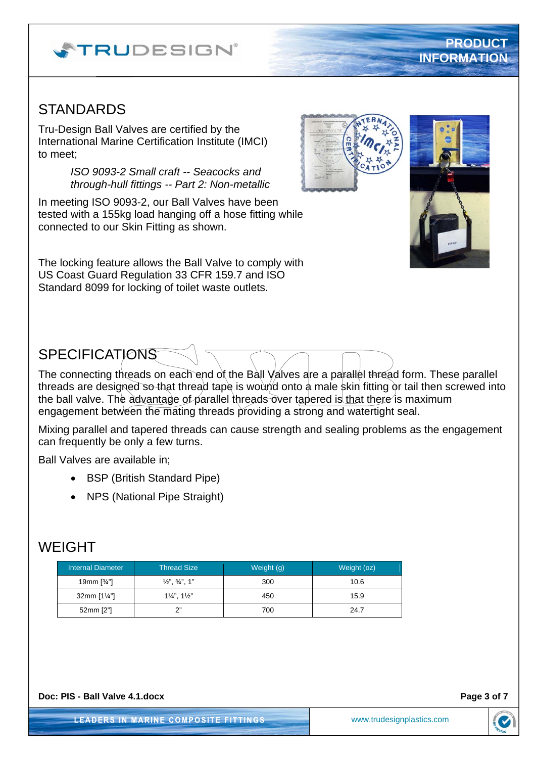## STANDARDS

Tru-Design Ball Valves are certified by the International Marine Certification Institute (IMCI) to meet;

> *ISO 9093-2 Small craft -- Seacocks and through-hull fittings -- Part 2: Non-metallic*

In meeting ISO 9093-2, our Ball Valves have been tested with a 155kg load hanging off a hose fitting while connected to our Skin Fitting as shown.

The locking feature allows the Ball Valve to comply with US Coast Guard Regulation 33 CFR 159.7 and ISO Standard 8099 for locking of toilet waste outlets.

## SPECIFICATIONS

The connecting threads on each end of the Ball Valves are a parallel thread form. These parallel threads are designed so that thread tape is wound onto a male skin fitting or tail then screwed into the ball valve. The advantage of parallel threads over tapered is that there is maximum engagement between the mating threads providing a strong and watertight seal.

Mixing parallel and tapered threads can cause strength and sealing problems as the engagement can frequently be only a few turns.

Ball Valves are available in;

- BSP (British Standard Pipe)
- NPS (National Pipe Straight)

## WEIGHT

| Internal Diameter | Thread Size | Weight (g) | Weight (oz) |
|---|---|---|---|
| 19mm [¾"] | ½", ¾", 1" | 300 | 10.6 |
| 32mm [1¼"] | 1¼", 1½" | 450 | 15.9 |
| 52mm [2"] | 2" | 700 | 24.7 |

**Doc: PIS - Ball Valve 4.1.docx**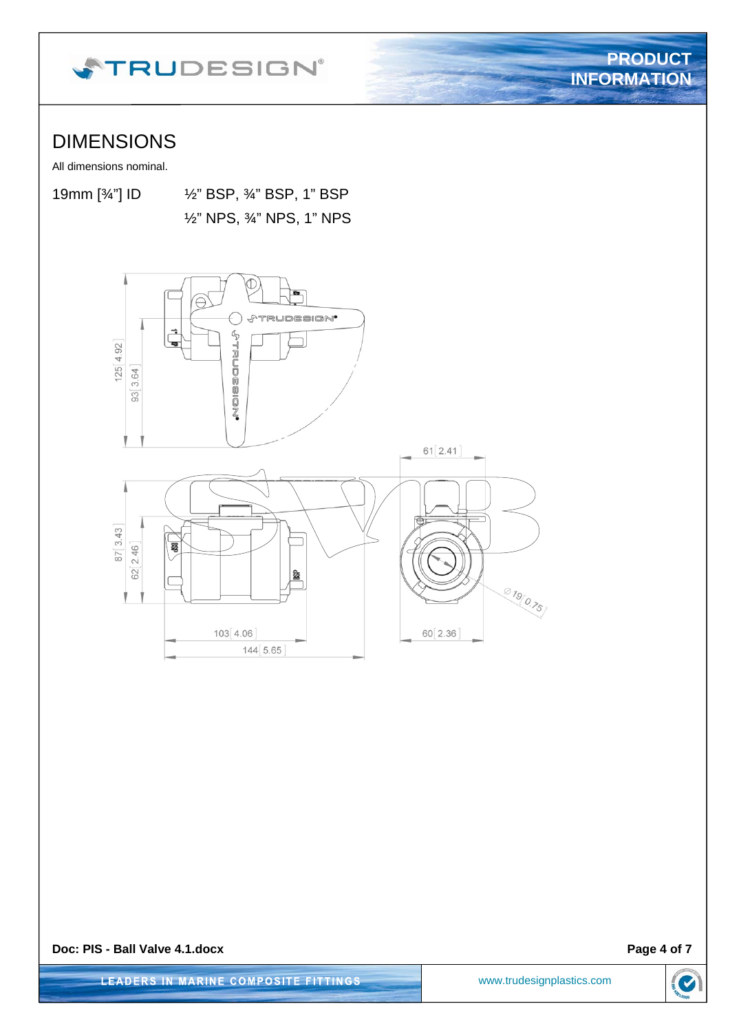# DIMENSIONS

All dimensions nominal.

19mm [¾"] ID ½" BSP, ¾" BSP, 1" BSP
½" NPS, ¾" NPS, 1" NPS

Doc: PIS - Ball Valve 4.1.docx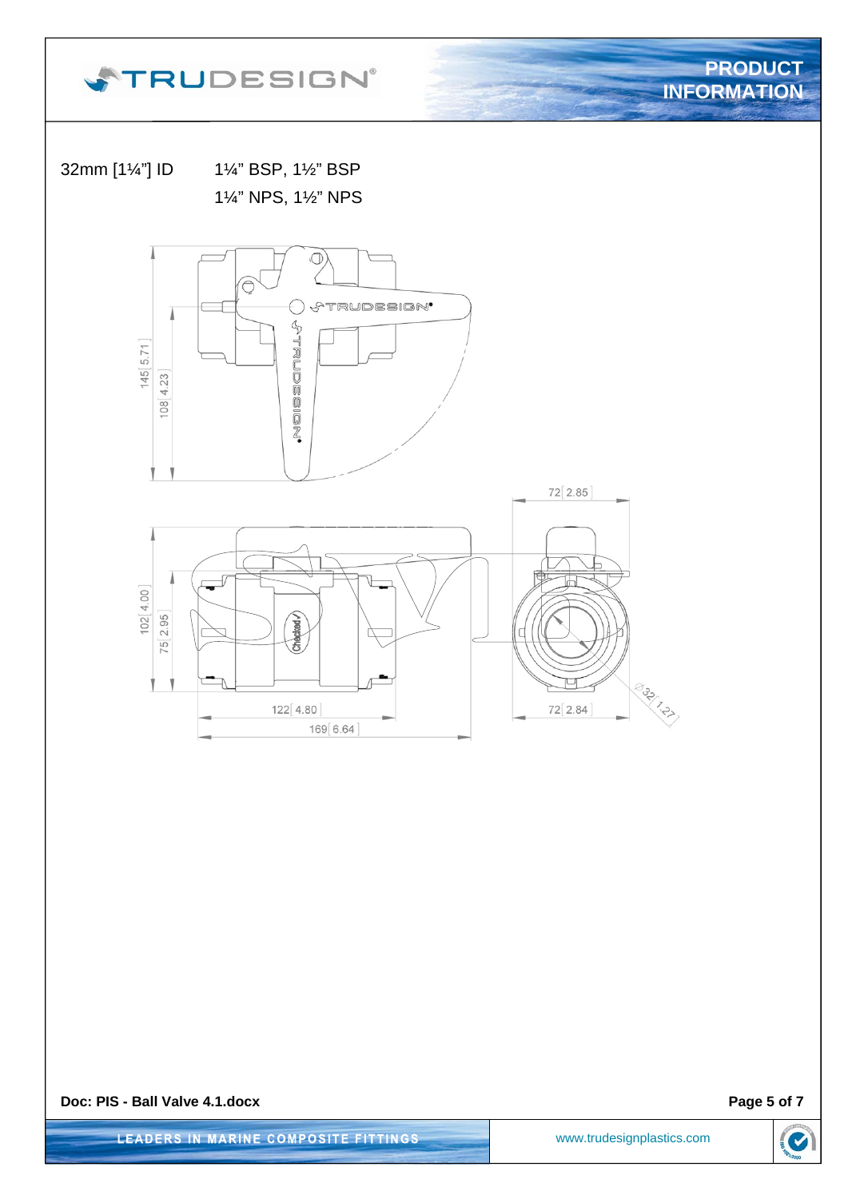32mm [1¼"] ID    1¼" BSP, 1½" BSP
1¼" NPS, 1½" NPS

145[5.71]
108[4.23]

72[2.85]

102[4.00]
75[2.95]

122[4.80]
169[6.64]

72[2.84]

Ø32[1.27]

**Doc: PIS - Ball Valve 4.1.docx**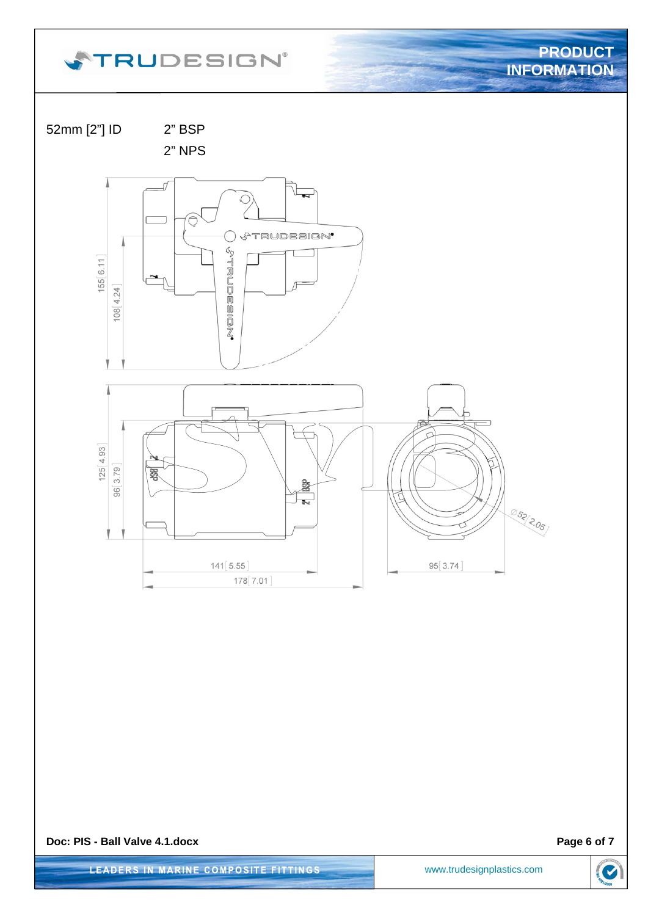52mm [2"] ID    2" BSP

2" NPS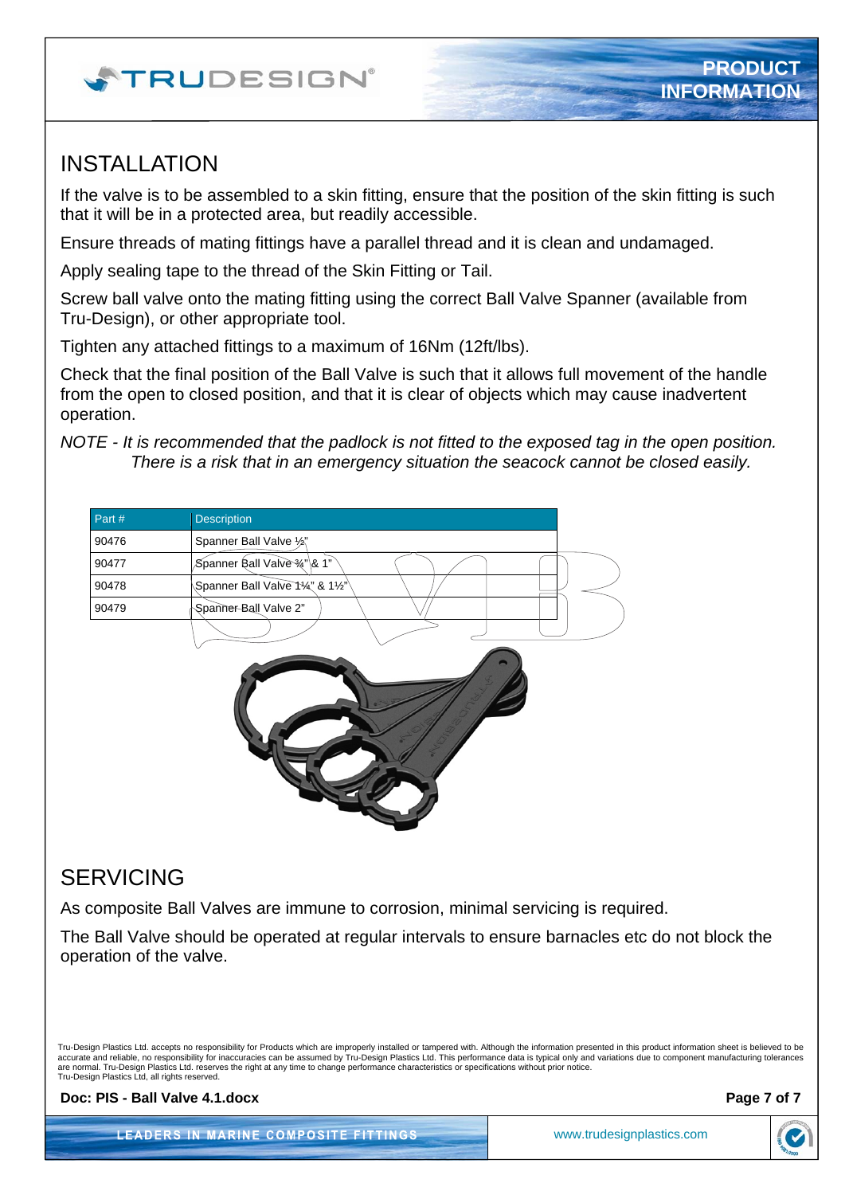## INSTALLATION

If the valve is to be assembled to a skin fitting, ensure that the position of the skin fitting is such that it will be in a protected area, but readily accessible.

Ensure threads of mating fittings have a parallel thread and it is clean and undamaged.

Apply sealing tape to the thread of the Skin Fitting or Tail.

Screw ball valve onto the mating fitting using the correct Ball Valve Spanner (available from Tru-Design), or other appropriate tool.

Tighten any attached fittings to a maximum of 16Nm (12ft/lbs).

Check that the final position of the Ball Valve is such that it allows full movement of the handle from the open to closed position, and that it is clear of objects which may cause inadvertent operation.

*NOTE - It is recommended that the padlock is not fitted to the exposed tag in the open position. There is a risk that in an emergency situation the seacock cannot be closed easily.*

| Part # | Description |
|---|---|
| 90476 | Spanner Ball Valve ½" |
| 90477 | Spanner Ball Valve ¾" & 1" |
| 90478 | Spanner Ball Valve 1¼" & 1½" |
| 90479 | Spanner Ball Valve 2" |

## SERVICING

As composite Ball Valves are immune to corrosion, minimal servicing is required.

The Ball Valve should be operated at regular intervals to ensure barnacles etc do not block the operation of the valve.

Tru-Design Plastics Ltd. accepts no responsibility for Products which are improperly installed or tampered with. Although the information presented in this product information sheet is believed to be accurate and reliable, no responsibility for inaccuracies can be assumed by Tru-Design Plastics Ltd. This performance data is typical only and variations due to component manufacturing tolerances are normal. Tru-Design Plastics Ltd. reserves the right at any time to change performance characteristics or specifications without prior notice.
Tru-Design Plastics Ltd, all rights reserved.